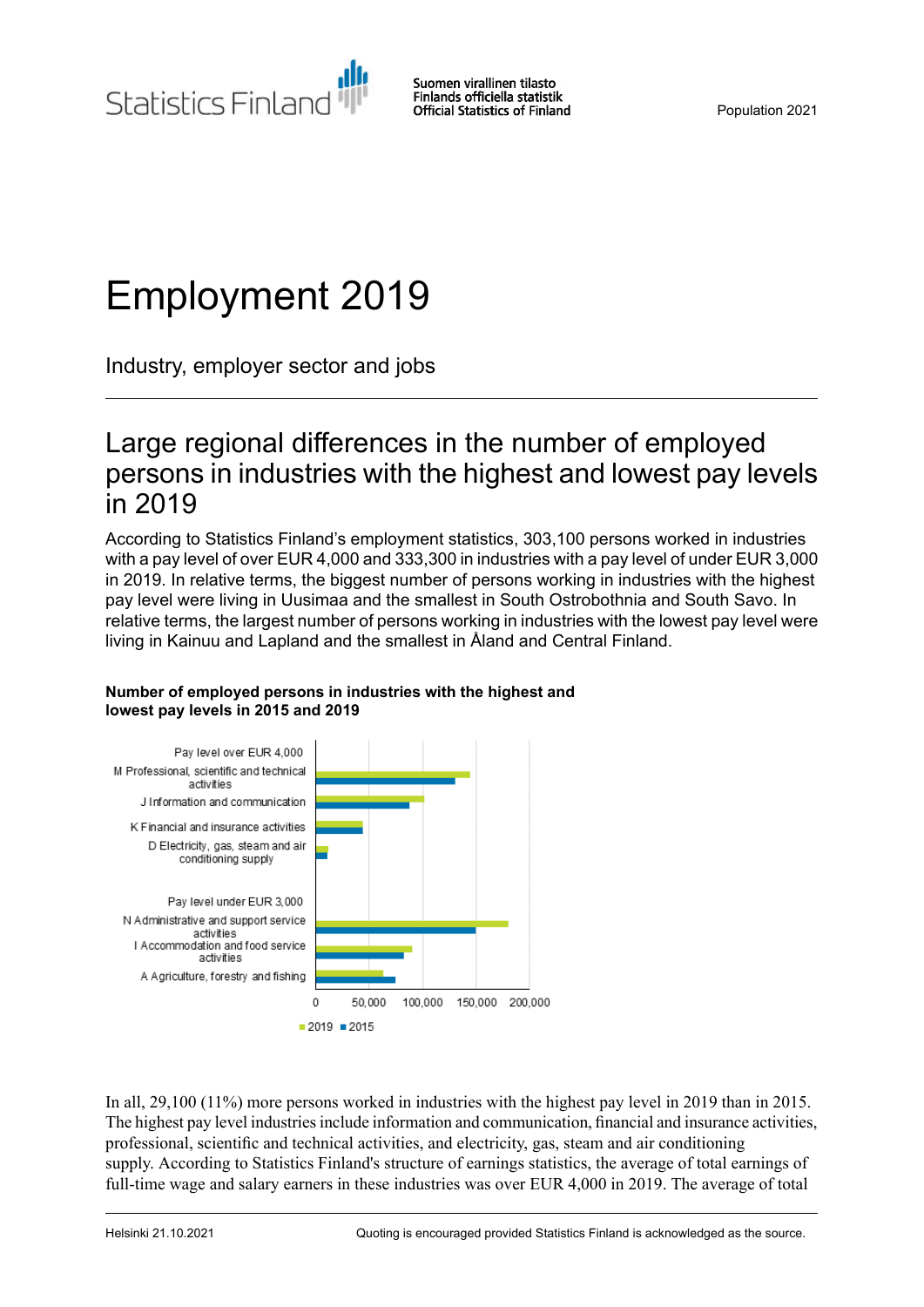Statistics Finland

Suomen virallinen tilasto
Finlands officiella statistik
Official Statistics of Finland

Population 2021

# Employment 2019

Industry, employer sector and jobs

## Large regional differences in the number of employed persons in industries with the highest and lowest pay levels in 2019

According to Statistics Finland's employment statistics, 303,100 persons worked in industries with a pay level of over EUR 4,000 and 333,300 in industries with a pay level of under EUR 3,000 in 2019. In relative terms, the biggest number of persons working in industries with the highest pay level were living in Uusimaa and the smallest in South Ostrobothnia and South Savo. In relative terms, the largest number of persons working in industries with the lowest pay level were living in Kainuu and Lapland and the smallest in Åland and Central Finland.

**Number of employed persons in industries with the highest and lowest pay levels in 2015 and 2019**

Pay level over EUR 4,000
- M Professional, scientific and technical activities
- J Information and communication
- K Financial and insurance activities
- D Electricity, gas, steam and air conditioning supply

Pay level under EUR 3,000
- N Administrative and support service activities
- I Accommodation and food service activities
- A Agriculture, forestry and fishing

0 | 50,000 | 100,000 | 150,000 | 200,000

■ 2019 ■ 2015

In all, 29,100 (11%) more persons worked in industries with the highest pay level in 2019 than in 2015. The highest pay level industries include information and communication, financial and insurance activities, professional, scientific and technical activities, and electricity, gas, steam and air conditioning supply. According to Statistics Finland's structure of earnings statistics, the average of total earnings of full-time wage and salary earners in these industries was over EUR 4,000 in 2019. The average of total

Helsinki 21.10.2021 Quoting is encouraged provided Statistics Finland is acknowledged as the source.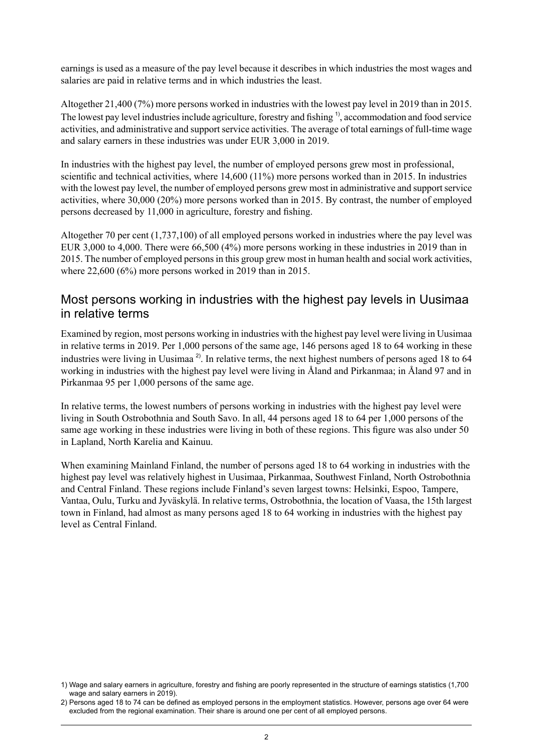earnings is used as a measure of the pay level because it describes in which industries the most wages and salaries are paid in relative terms and in which industries the least.

Altogether 21,400 (7%) more persons worked in industries with the lowest pay level in 2019 than in 2015. The lowest pay level industries include agriculture, forestry and fishing [1], accommodation and food service activities, and administrative and support service activities. The average of total earnings of full-time wage and salary earners in these industries was under EUR 3,000 in 2019.

In industries with the highest pay level, the number of employed persons grew most in professional, scientific and technical activities, where 14,600 (11%) more persons worked than in 2015. In industries with the lowest pay level, the number of employed persons grew most in administrative and support service activities, where 30,000 (20%) more persons worked than in 2015. By contrast, the number of employed persons decreased by 11,000 in agriculture, forestry and fishing.

Altogether 70 per cent (1,737,100) of all employed persons worked in industries where the pay level was EUR 3,000 to 4,000. There were 66,500 (4%) more persons working in these industries in 2019 than in 2015. The number of employed persons in this group grew most in human health and social work activities, where 22,600 (6%) more persons worked in 2019 than in 2015.

## Most persons working in industries with the highest pay levels in Uusimaa in relative terms

Examined by region, most persons working in industries with the highest pay level were living in Uusimaa in relative terms in 2019. Per 1,000 persons of the same age, 146 persons aged 18 to 64 working in these industries were living in Uusimaa [2]. In relative terms, the next highest numbers of persons aged 18 to 64 working in industries with the highest pay level were living in Åland and Pirkanmaa; in Åland 97 and in Pirkanmaa 95 per 1,000 persons of the same age.

In relative terms, the lowest numbers of persons working in industries with the highest pay level were living in South Ostrobothnia and South Savo. In all, 44 persons aged 18 to 64 per 1,000 persons of the same age working in these industries were living in both of these regions. This figure was also under 50 in Lapland, North Karelia and Kainuu.

When examining Mainland Finland, the number of persons aged 18 to 64 working in industries with the highest pay level was relatively highest in Uusimaa, Pirkanmaa, Southwest Finland, North Ostrobothnia and Central Finland. These regions include Finland's seven largest towns: Helsinki, Espoo, Tampere, Vantaa, Oulu, Turku and Jyväskylä. In relative terms, Ostrobothnia, the location of Vaasa, the 15th largest town in Finland, had almost as many persons aged 18 to 64 working in industries with the highest pay level as Central Finland.

1) Wage and salary earners in agriculture, forestry and fishing are poorly represented in the structure of earnings statistics (1,700 wage and salary earners in 2019).

2) Persons aged 18 to 74 can be defined as employed persons in the employment statistics. However, persons age over 64 were excluded from the regional examination. Their share is around one per cent of all employed persons.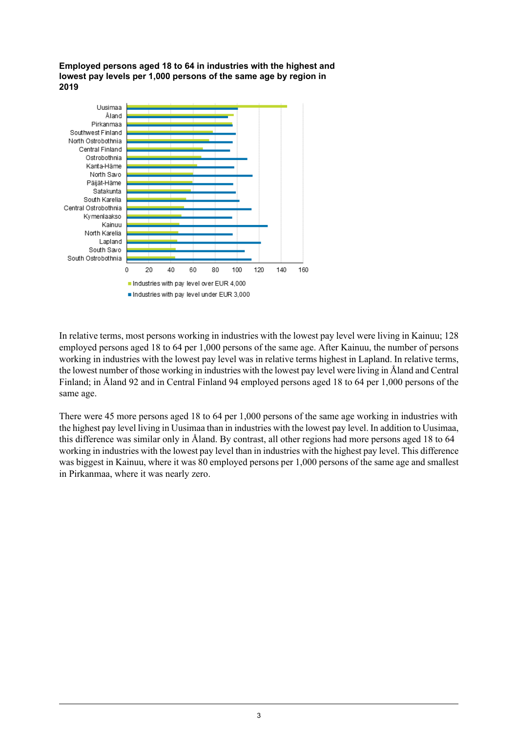**Employed persons aged 18 to 64 in industries with the highest and lowest pay levels per 1,000 persons of the same age by region in 2019**

In relative terms, most persons working in industries with the lowest pay level were living in Kainuu; 128 employed persons aged 18 to 64 per 1,000 persons of the same age. After Kainuu, the number of persons working in industries with the lowest pay level was in relative terms highest in Lapland. In relative terms, the lowest number of those working in industries with the lowest pay level were living in Åland and Central Finland; in Åland 92 and in Central Finland 94 employed persons aged 18 to 64 per 1,000 persons of the same age.

There were 45 more persons aged 18 to 64 per 1,000 persons of the same age working in industries with the highest pay level living in Uusimaa than in industries with the lowest pay level. In addition to Uusimaa, this difference was similar only in Åland. By contrast, all other regions had more persons aged 18 to 64 working in industries with the lowest pay level than in industries with the highest pay level. This difference was biggest in Kainuu, where it was 80 employed persons per 1,000 persons of the same age and smallest in Pirkanmaa, where it was nearly zero.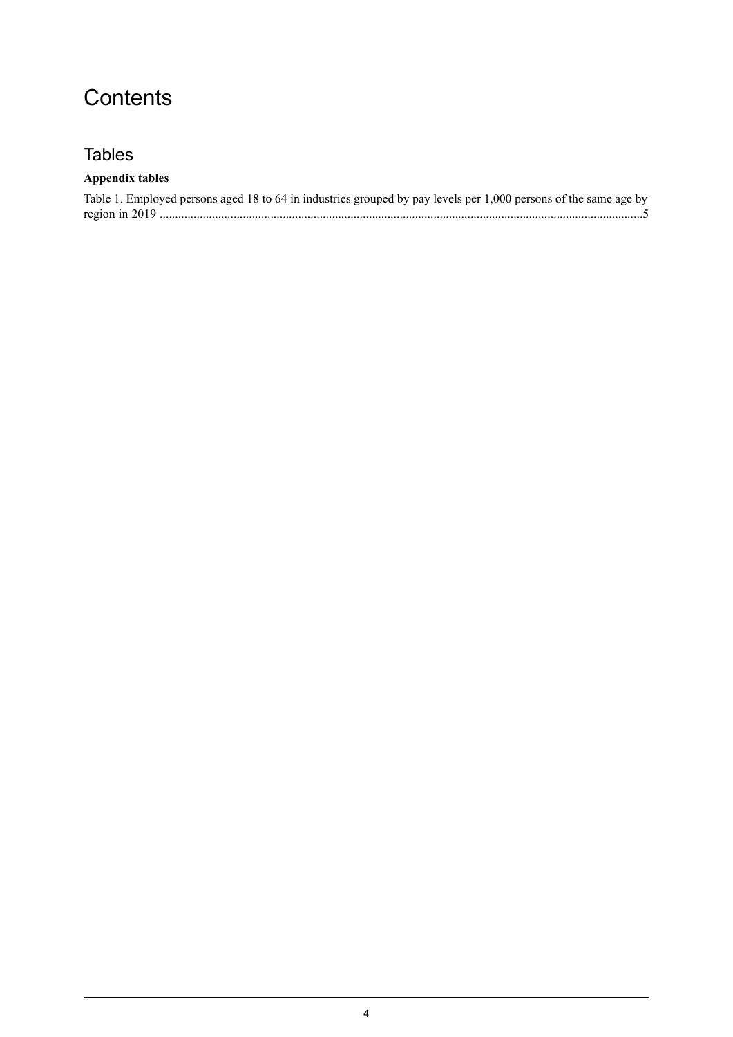# Contents

## Tables

**Appendix tables**

Table 1. Employed persons aged 18 to 64 in industries grouped by pay levels per 1,000 persons of the same age by region in 2019 ..........................................................................................................................................................5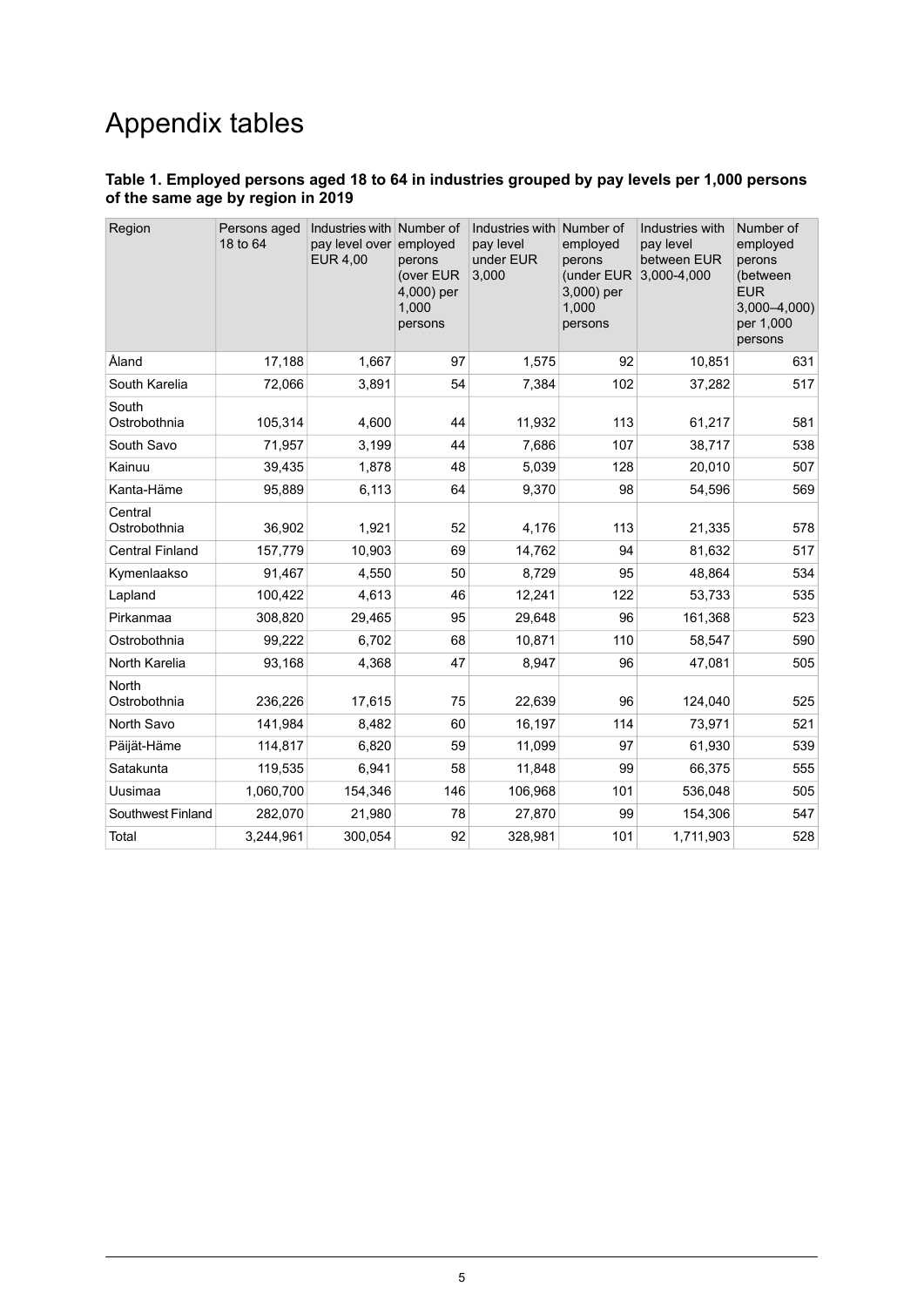# Appendix tables

**Table 1. Employed persons aged 18 to 64 in industries grouped by pay levels per 1,000 persons of the same age by region in 2019**

| Region | Persons aged 18 to 64 | Industries with pay level over EUR 4,00 | Number of employed perons (over EUR 4,000) per 1,000 persons | Industries with pay level under EUR 3,000 | Number of employed perons (under EUR 3,000) per 1,000 persons | Industries with pay level between EUR 3,000-4,000 | Number of employed perons (between EUR 3,000–4,000) per 1,000 persons |
|---|---|---|---|---|---|---|---|
| Åland | 17,188 | 1,667 | 97 | 1,575 | 92 | 10,851 | 631 |
| South Karelia | 72,066 | 3,891 | 54 | 7,384 | 102 | 37,282 | 517 |
| South Ostrobothnia | 105,314 | 4,600 | 44 | 11,932 | 113 | 61,217 | 581 |
| South Savo | 71,957 | 3,199 | 44 | 7,686 | 107 | 38,717 | 538 |
| Kainuu | 39,435 | 1,878 | 48 | 5,039 | 128 | 20,010 | 507 |
| Kanta-Häme | 95,889 | 6,113 | 64 | 9,370 | 98 | 54,596 | 569 |
| Central Ostrobothnia | 36,902 | 1,921 | 52 | 4,176 | 113 | 21,335 | 578 |
| Central Finland | 157,779 | 10,903 | 69 | 14,762 | 94 | 81,632 | 517 |
| Kymenlaakso | 91,467 | 4,550 | 50 | 8,729 | 95 | 48,864 | 534 |
| Lapland | 100,422 | 4,613 | 46 | 12,241 | 122 | 53,733 | 535 |
| Pirkanmaa | 308,820 | 29,465 | 95 | 29,648 | 96 | 161,368 | 523 |
| Ostrobothnia | 99,222 | 6,702 | 68 | 10,871 | 110 | 58,547 | 590 |
| North Karelia | 93,168 | 4,368 | 47 | 8,947 | 96 | 47,081 | 505 |
| North Ostrobothnia | 236,226 | 17,615 | 75 | 22,639 | 96 | 124,040 | 525 |
| North Savo | 141,984 | 8,482 | 60 | 16,197 | 114 | 73,971 | 521 |
| Päijät-Häme | 114,817 | 6,820 | 59 | 11,099 | 97 | 61,930 | 539 |
| Satakunta | 119,535 | 6,941 | 58 | 11,848 | 99 | 66,375 | 555 |
| Uusimaa | 1,060,700 | 154,346 | 146 | 106,968 | 101 | 536,048 | 505 |
| Southwest Finland | 282,070 | 21,980 | 78 | 27,870 | 99 | 154,306 | 547 |
| Total | 3,244,961 | 300,054 | 92 | 328,981 | 101 | 1,711,903 | 528 |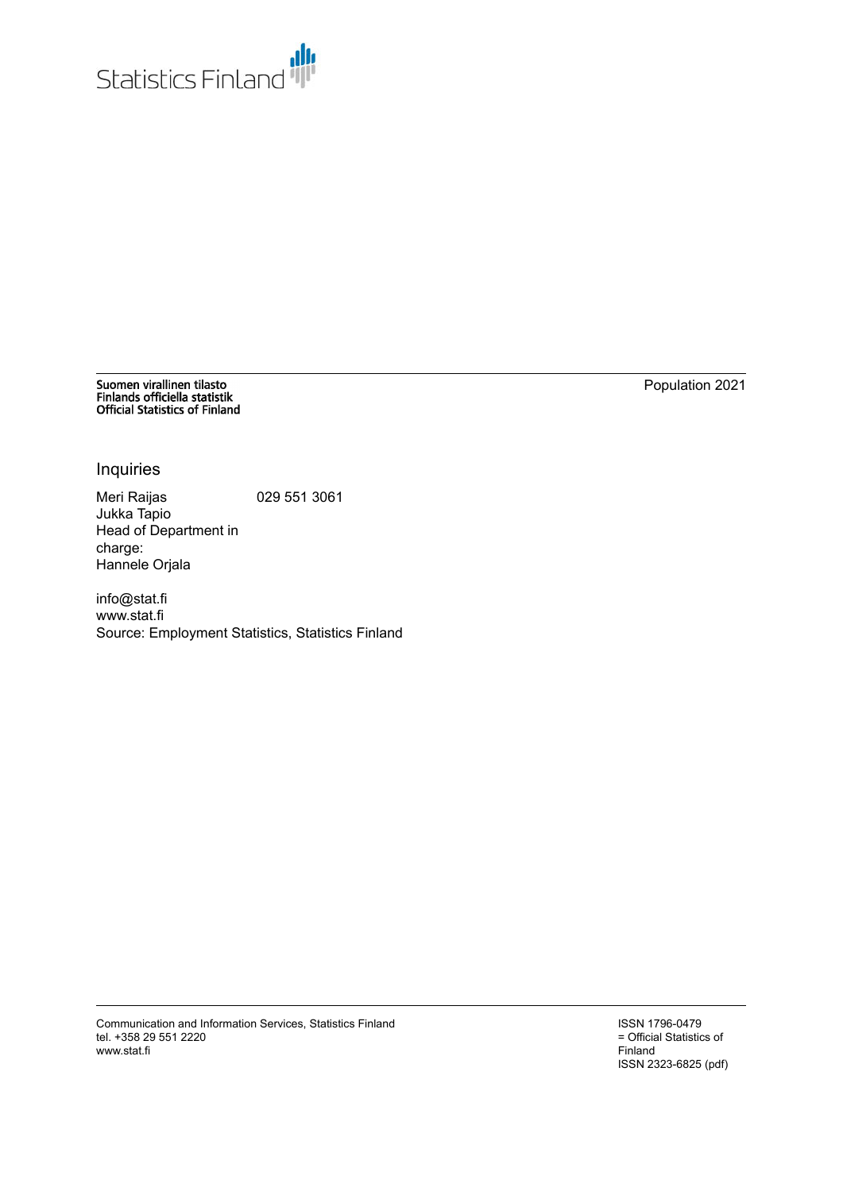Statistics Finland

Suomen virallinen tilasto
Finlands officiella statistik
Official Statistics of Finland

Population 2021

## Inquiries

Meri Raijas 029 551 3061
Jukka Tapio
Head of Department in charge:
Hannele Orjala

info@stat.fi
www.stat.fi
Source: Employment Statistics, Statistics Finland

Communication and Information Services, Statistics Finland
tel. +358 29 551 2220
www.stat.fi

ISSN 1796-0479
= Official Statistics of Finland
ISSN 2323-6825 (pdf)